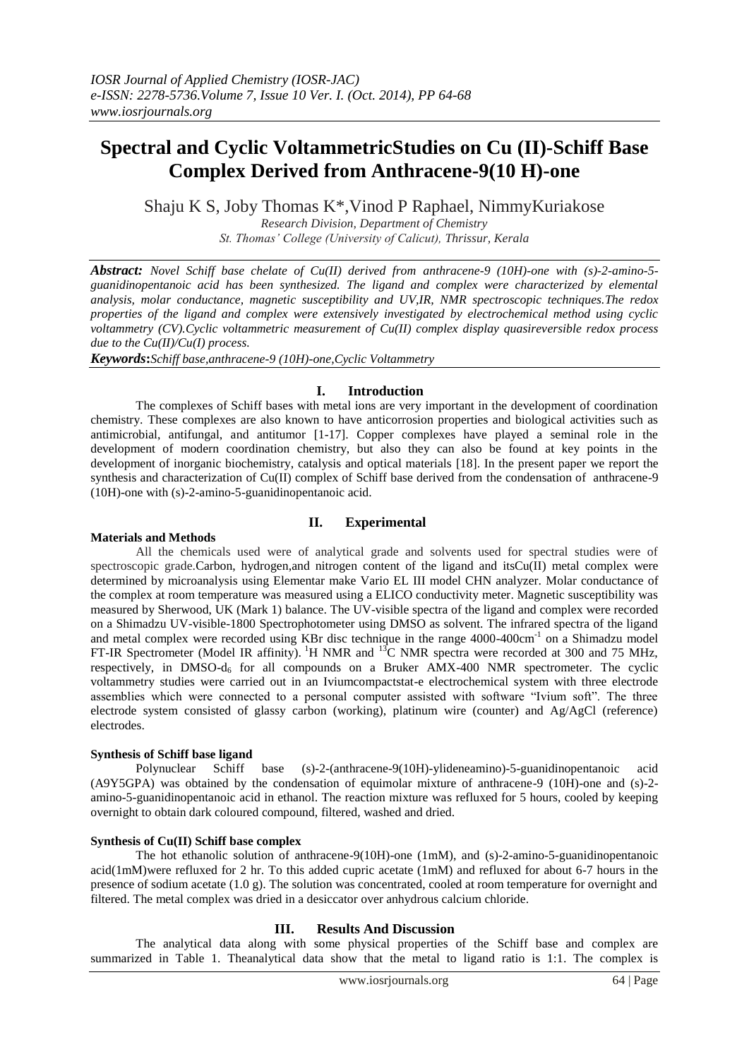# Spectral and Cyclic VoltammetricStudies on Cu (II)-Schiff Base Complex Derived from Anthracene-9(10 H)-one

Shaju K S, Joby Thomas K*,Vinod P Raphael, NimmyKuriakose

*Research Division, Department of Chemistry*
*St. Thomas' College (University of Calicut), Thrissur, Kerala*

***Abstract:*** *Novel Schiff base chelate of Cu(II) derived from anthracene-9 (10H)-one with (s)-2-amino-5-guanidinopentanoic acid has been synthesized. The ligand and complex were characterized by elemental analysis, molar conductance, magnetic susceptibility and UV,IR, NMR spectroscopic techniques.The redox properties of the ligand and complex were extensively investigated by electrochemical method using cyclic voltammetry (CV).Cyclic voltammetric measurement of Cu(II) complex display quasireversible redox process due to the Cu(II)/Cu(I) process.*

***Keywords*:*Schiff base,anthracene-9 (10H)-one,Cyclic Voltammetry***

## I. Introduction

The complexes of Schiff bases with metal ions are very important in the development of coordination chemistry. These complexes are also known to have anticorrosion properties and biological activities such as antimicrobial, antifungal, and antitumor [1-17]. Copper complexes have played a seminal role in the development of modern coordination chemistry, but also they can also be found at key points in the development of inorganic biochemistry, catalysis and optical materials [18]. In the present paper we report the synthesis and characterization of Cu(II) complex of Schiff base derived from the condensation of anthracene-9 (10H)-one with (s)-2-amino-5-guanidinopentanoic acid.

## II. Experimental

### Materials and Methods

All the chemicals used were of analytical grade and solvents used for spectral studies were of spectroscopic grade.Carbon, hydrogen,and nitrogen content of the ligand and itsCu(II) metal complex were determined by microanalysis using Elementar make Vario EL III model CHN analyzer. Molar conductance of the complex at room temperature was measured using a ELICO conductivity meter. Magnetic susceptibility was measured by Sherwood, UK (Mark 1) balance. The UV-visible spectra of the ligand and complex were recorded on a Shimadzu UV-visible-1800 Spectrophotometer using DMSO as solvent. The infrared spectra of the ligand and metal complex were recorded using KBr disc technique in the range 4000-400cm$^{-1}$ on a Shimadzu model FT-IR Spectrometer (Model IR affinity). $^{1}$H NMR and $^{13}$C NMR spectra were recorded at 300 and 75 MHz, respectively, in DMSO-d$_6$ for all compounds on a Bruker AMX-400 NMR spectrometer. The cyclic voltammetry studies were carried out in an Iviumcompactstat-e electrochemical system with three electrode assemblies which were connected to a personal computer assisted with software "Ivium soft". The three electrode system consisted of glassy carbon (working), platinum wire (counter) and Ag/AgCl (reference) electrodes.

### Synthesis of Schiff base ligand

Polynuclear Schiff base (s)-2-(anthracene-9(10H)-ylideneamino)-5-guanidinopentanoic acid (A9Y5GPA) was obtained by the condensation of equimolar mixture of anthracene-9 (10H)-one and (s)-2-amino-5-guanidinopentanoic acid in ethanol. The reaction mixture was refluxed for 5 hours, cooled by keeping overnight to obtain dark coloured compound, filtered, washed and dried.

### Synthesis of Cu(II) Schiff base complex

The hot ethanolic solution of anthracene-9(10H)-one (1mM), and (s)-2-amino-5-guanidinopentanoic acid(1mM)were refluxed for 2 hr. To this added cupric acetate (1mM) and refluxed for about 6-7 hours in the presence of sodium acetate (1.0 g). The solution was concentrated, cooled at room temperature for overnight and filtered. The metal complex was dried in a desiccator over anhydrous calcium chloride.

## III. Results And Discussion

The analytical data along with some physical properties of the Schiff base and complex are summarized in Table 1. Theanalytical data show that the metal to ligand ratio is 1:1. The complex is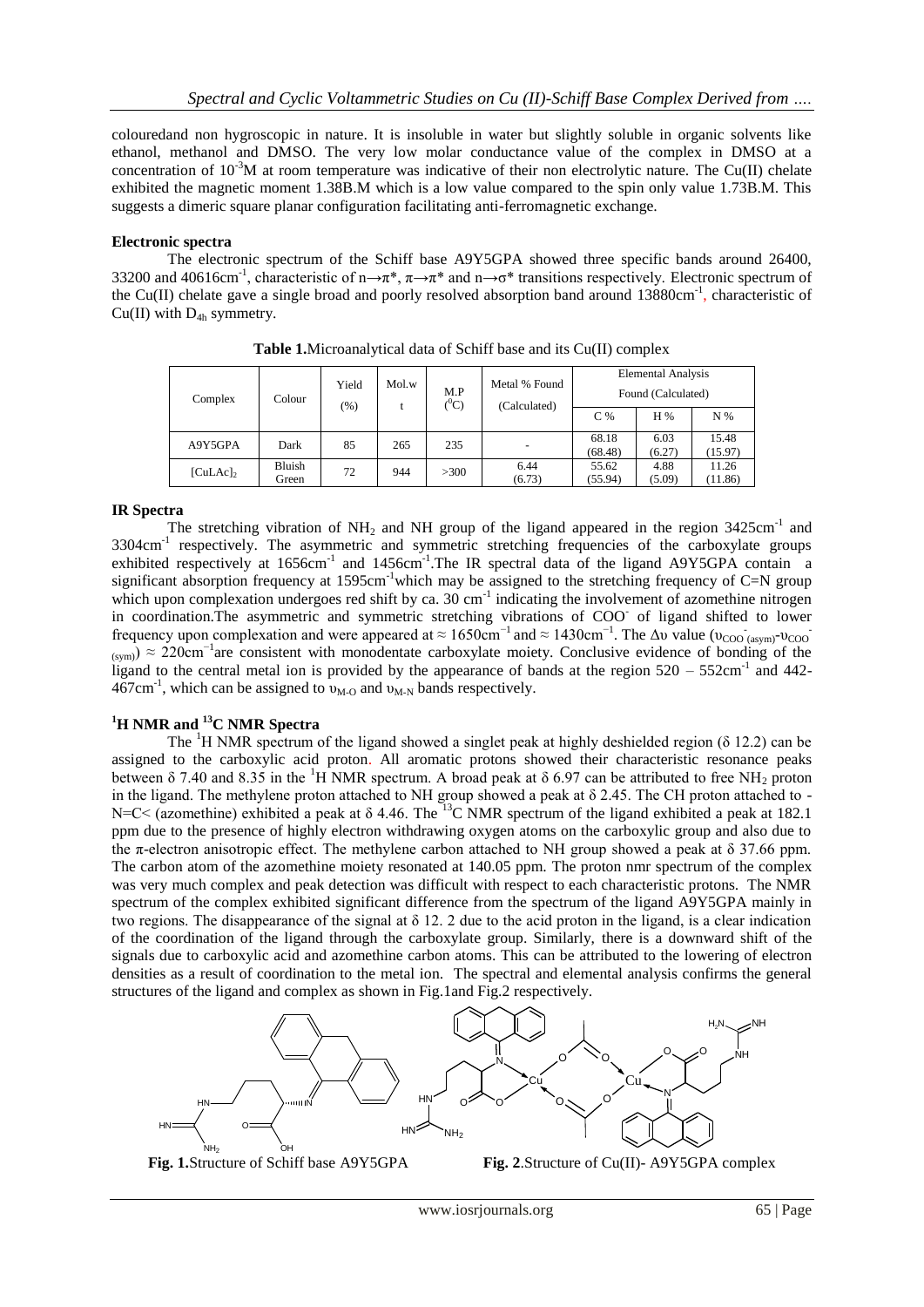colouredand non hygroscopic in nature. It is insoluble in water but slightly soluble in organic solvents like ethanol, methanol and DMSO. The very low molar conductance value of the complex in DMSO at a concentration of $10^{-3}$M at room temperature was indicative of their non electrolytic nature. The Cu(II) chelate exhibited the magnetic moment 1.38B.M which is a low value compared to the spin only value 1.73B.M. This suggests a dimeric square planar configuration facilitating anti-ferromagnetic exchange.

**Electronic spectra**

The electronic spectrum of the Schiff base A9Y5GPA showed three specific bands around 26400, 33200 and 40616cm$^{-1}$, characteristic of $n\rightarrow\pi^*$, $\pi\rightarrow\pi^*$ and $n\rightarrow\sigma^*$ transitions respectively. Electronic spectrum of the Cu(II) chelate gave a single broad and poorly resolved absorption band around 13880cm$^{-1}$, characteristic of Cu(II) with $D_{4h}$ symmetry.

**Table 1.**Microanalytical data of Schiff base and its Cu(II) complex

| Complex | Colour | Yield (%) | Mol.wt | M.P ($^0$C) | Metal % Found (Calculated) | Elemental Analysis Found (Calculated) | | |
|---|---|---|---|---|---|---|---|---|
| | | | | | | C % | H % | N % |
| A9Y5GPA | Dark | 85 | 265 | 235 | - | 68.18 (68.48) | 6.03 (6.27) | 15.48 (15.97) |
| $[CuLAc]_2$ | Bluish Green | 72 | 944 | >300 | 6.44 (6.73) | 55.62 (55.94) | 4.88 (5.09) | 11.26 (11.86) |

**IR Spectra**

The stretching vibration of $NH_2$ and NH group of the ligand appeared in the region 3425cm$^{-1}$ and 3304cm$^{-1}$ respectively. The asymmetric and symmetric stretching frequencies of the carboxylate groups exhibited respectively at 1656cm$^{-1}$ and 1456cm$^{-1}$.The IR spectral data of the ligand A9Y5GPA contain a significant absorption frequency at 1595cm$^{-1}$which may be assigned to the stretching frequency of C=N group which upon complexation undergoes red shift by ca. 30 cm$^{-1}$ indicating the involvement of azomethine nitrogen in coordination.The asymmetric and symmetric stretching vibrations of $COO^-$ of ligand shifted to lower frequency upon complexation and were appeared at ≈ 1650cm$^{-1}$ and ≈ 1430cm$^{-1}$. The $\Delta\upsilon$ value ($\upsilon_{COO^-(asym)}$-$\upsilon_{COO^-(sym)}$) ≈ 220cm$^{-1}$are consistent with monodentate carboxylate moiety. Conclusive evidence of bonding of the ligand to the central metal ion is provided by the appearance of bands at the region 520 – 552cm$^{-1}$ and 442-467cm$^{-1}$, which can be assigned to $\upsilon_{M-O}$ and $\upsilon_{M-N}$ bands respectively.

**$^1$H NMR and $^{13}$C NMR Spectra**

The $^1$H NMR spectrum of the ligand showed a singlet peak at highly deshielded region (δ 12.2) can be assigned to the carboxylic acid proton. All aromatic protons showed their characteristic resonance peaks between δ 7.40 and 8.35 in the $^1$H NMR spectrum. A broad peak at δ 6.97 can be attributed to free $NH_2$ proton in the ligand. The methylene proton attached to NH group showed a peak at δ 2.45. The CH proton attached to -N=C< (azomethine) exhibited a peak at δ 4.46. The $^{13}$C NMR spectrum of the ligand exhibited a peak at 182.1 ppm due to the presence of highly electron withdrawing oxygen atoms on the carboxylic group and also due to the π-electron anisotropic effect. The methylene carbon attached to NH group showed a peak at δ 37.66 ppm. The carbon atom of the azomethine moiety resonated at 140.05 ppm. The proton nmr spectrum of the complex was very much complex and peak detection was difficult with respect to each characteristic protons. The NMR spectrum of the complex exhibited significant difference from the spectrum of the ligand A9Y5GPA mainly in two regions. The disappearance of the signal at δ 12. 2 due to the acid proton in the ligand, is a clear indication of the coordination of the ligand through the carboxylate group. Similarly, there is a downward shift of the signals due to carboxylic acid and azomethine carbon atoms. This can be attributed to the lowering of electron densities as a result of coordination to the metal ion. The spectral and elemental analysis confirms the general structures of the ligand and complex as shown in Fig.1and Fig.2 respectively.

**Fig. 1.**Structure of Schiff base A9Y5GPA

**Fig. 2**.Structure of Cu(II)- A9Y5GPA complex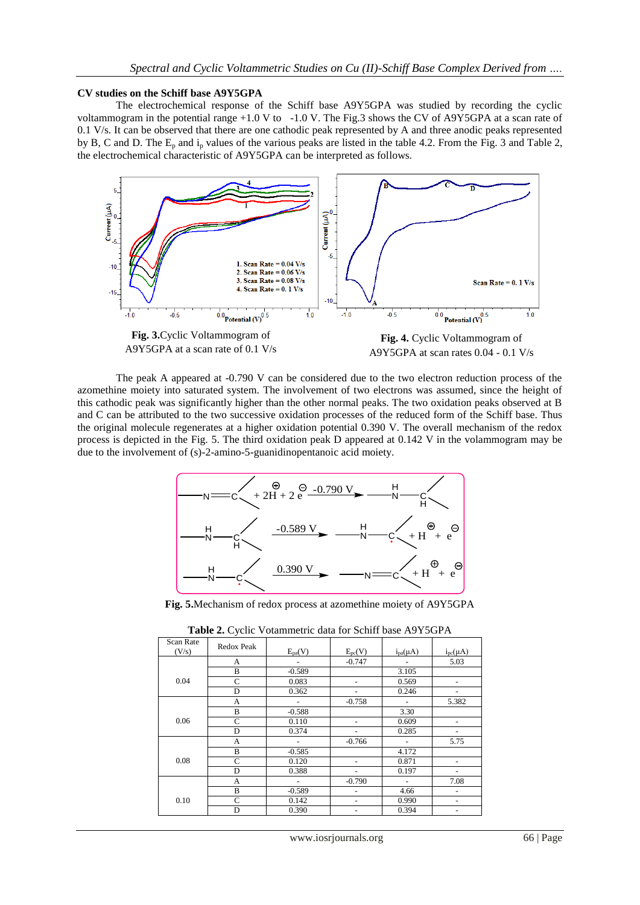### CV studies on the Schiff base A9Y5GPA

The electrochemical response of the Schiff base A9Y5GPA was studied by recording the cyclic voltammogram in the potential range +1.0 V to -1.0 V. The Fig.3 shows the CV of A9Y5GPA at a scan rate of 0.1 V/s. It can be observed that there are one cathodic peak represented by A and three anodic peaks represented by B, C and D. The $E_p$ and $i_p$ values of the various peaks are listed in the table 4.2. From the Fig. 3 and Table 2, the electrochemical characteristic of A9Y5GPA can be interpreted as follows.

**Fig. 3.**Cyclic Voltammogram of A9Y5GPA at a scan rate of 0.1 V/s

**Fig. 4.** Cyclic Voltammogram of A9Y5GPA at scan rates 0.04 - 0.1 V/s

The peak A appeared at -0.790 V can be considered due to the two electron reduction process of the azomethine moiety into saturated system. The involvement of two electrons was assumed, since the height of this cathodic peak was significantly higher than the other normal peaks. The two oxidation peaks observed at B and C can be attributed to the two successive oxidation processes of the reduced form of the Schiff base. Thus the original molecule regenerates at a higher oxidation potential 0.390 V. The overall mechanism of the redox process is depicted in the Fig. 5. The third oxidation peak D appeared at 0.142 V in the volammogram may be due to the involvement of (s)-2-amino-5-guanidinopentanoic acid moiety.

**Fig. 5.**Mechanism of redox process at azomethine moiety of A9Y5GPA

**Table 2.** Cyclic Votammetric data for Schiff base A9Y5GPA

| Scan Rate (V/s) | Redox Peak | $E_{pa}$(V) | $E_{pc}$(V) | $i_{pa}$(µA) | $i_{pc}$(µA) |
|---|---|---|---|---|---|
| 0.04 | A | - | -0.747 | - | 5.03 |
| | B | -0.589 | | 3.105 | |
| | C | 0.083 | - | 0.569 | - |
| | D | 0.362 | - | 0.246 | - |
| 0.06 | A | - | -0.758 | - | 5.382 |
| | B | -0.588 | | 3.30 | |
| | C | 0.110 | - | 0.609 | - |
| | D | 0.374 | - | 0.285 | - |
| 0.08 | A | - | -0.766 | - | 5.75 |
| | B | -0.585 | | 4.172 | |
| | C | 0.120 | - | 0.871 | - |
| | D | 0.388 | - | 0.197 | - |
| 0.10 | A | - | -0.790 | - | 7.08 |
| | B | -0.589 | - | 4.66 | - |
| | C | 0.142 | - | 0.990 | - |
| | D | 0.390 | - | 0.394 | - |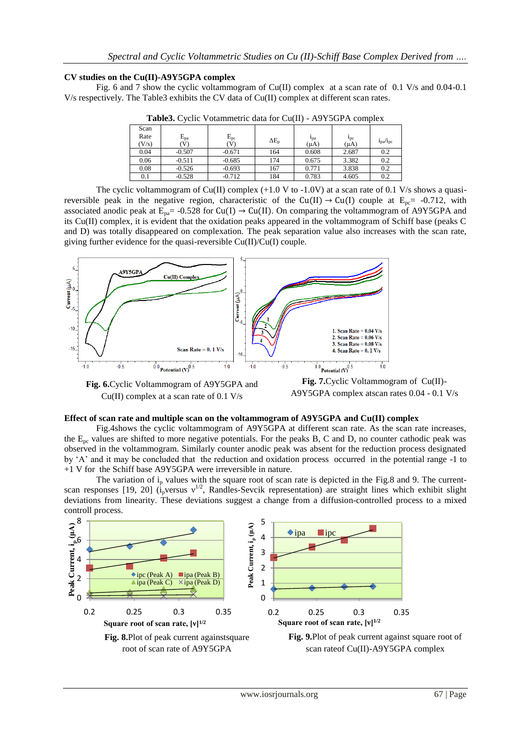### CV studies on the Cu(II)-A9Y5GPA complex

Fig. 6 and 7 show the cyclic voltammogram of Cu(II) complex at a scan rate of 0.1 V/s and 0.04-0.1 V/s respectively. The Table3 exhibits the CV data of Cu(II) complex at different scan rates.

**Table3.** Cyclic Votammetric data for Cu(II) - A9Y5GPA complex

| Scan Rate (V/s) | $E_{pa}$ (V) | $E_{pc}$ (V) | $\Delta E_p$ | $i_{pa}$ (μA) | $i_{pc}$ (μA) | $i_{pa}/i_{pc}$ |
|---|---|---|---|---|---|---|
| 0.04 | -0.507 | -0.671 | 164 | 0.608 | 2.687 | 0.2 |
| 0.06 | -0.511 | -0.685 | 174 | 0.675 | 3.382 | 0.2 |
| 0.08 | -0.526 | -0.693 | 167 | 0.771 | 3.838 | 0.2 |
| 0.1 | -0.528 | -0.712 | 184 | 0.783 | 4.605 | 0.2 |

The cyclic voltammogram of Cu(II) complex (+1.0 V to -1.0V) at a scan rate of 0.1 V/s shows a quasi-reversible peak in the negative region, characteristic of the Cu(II) → Cu(I) couple at $E_{pc}$= -0.712, with associated anodic peak at $E_{pa}$= -0.528 for Cu(I) → Cu(II). On comparing the voltammogram of A9Y5GPA and its Cu(II) complex, it is evident that the oxidation peaks appeared in the voltammogram of Schiff base (peaks C and D) was totally disappeared on complexation. The peak separation value also increases with the scan rate, giving further evidence for the quasi-reversible Cu(II)/Cu(I) couple.

**Fig. 6.**Cyclic Voltammogram of A9Y5GPA and Cu(II) complex at a scan rate of 0.1 V/s

**Fig. 7.**Cyclic Voltammogram of Cu(II)-A9Y5GPA complex atscan rates 0.04 - 0.1 V/s

### Effect of scan rate and multiple scan on the voltammogram of A9Y5GPA and Cu(II) complex

Fig.4shows the cyclic voltammogram of A9Y5GPA at different scan rate. As the scan rate increases, the $E_{pc}$ values are shifted to more negative potentials. For the peaks B, C and D, no counter cathodic peak was observed in the voltammogram. Similarly counter anodic peak was absent for the reduction process designated by 'A' and it may be concluded that the reduction and oxidation process occurred in the potential range -1 to +1 V for the Schiff base A9Y5GPA were irreversible in nature.

The variation of $i_p$ values with the square root of scan rate is depicted in the Fig.8 and 9. The current-scan responses [19, 20] ($i_p$versus $v^{1/2}$, Randles-Sevcik representation) are straight lines which exhibit slight deviations from linearity. These deviations suggest a change from a diffusion-controlled process to a mixed controll process.

**Fig. 8.**Plot of peak current againstsquare root of scan rate of A9Y5GPA

**Fig. 9.**Plot of peak current against square root of scan rateof Cu(II)-A9Y5GPA complex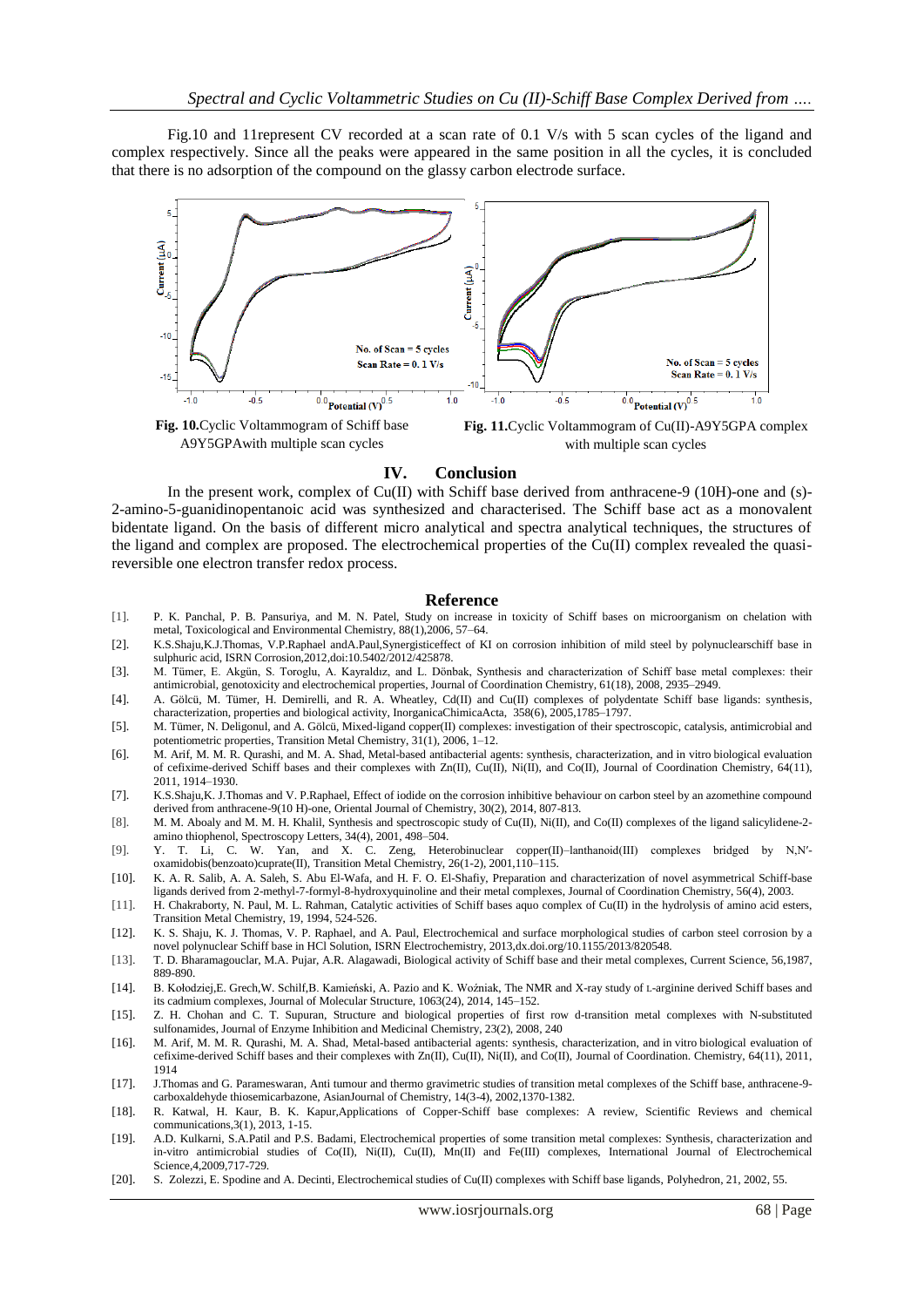Fig.10 and 11represent CV recorded at a scan rate of 0.1 V/s with 5 scan cycles of the ligand and complex respectively. Since all the peaks were appeared in the same position in all the cycles, it is concluded that there is no adsorption of the compound on the glassy carbon electrode surface.

Current (µA)

Potential (V)

No. of Scan = 5 cycles
Scan Rate = 0. 1 V/s

**Fig. 10.**Cyclic Voltammogram of Schiff base A9Y5GPAwith multiple scan cycles

Current (µA)

Potential (V)

No. of Scan = 5 cycles
Scan Rate = 0. 1 V/s

**Fig. 11.**Cyclic Voltammogram of Cu(II)-A9Y5GPA complex with multiple scan cycles

## IV. Conclusion

In the present work, complex of Cu(II) with Schiff base derived from anthracene-9 (10H)-one and (s)-2-amino-5-guanidinopentanoic acid was synthesized and characterised. The Schiff base act as a monovalent bidentate ligand. On the basis of different micro analytical and spectra analytical techniques, the structures of the ligand and complex are proposed. The electrochemical properties of the Cu(II) complex revealed the quasi-reversible one electron transfer redox process.

## Reference

[1]. P. K. Panchal, P. B. Pansuriya, and M. N. Patel, Study on increase in toxicity of Schiff bases on microorganism on chelation with metal, Toxicological and Environmental Chemistry, 88(1),2006, 57–64.

[2]. K.S.Shaju,K.J.Thomas, V.P.Raphael andA.Paul,Synergisticeffect of KI on corrosion inhibition of mild steel by polynuclearschiff base in sulphuric acid, ISRN Corrosion,2012,doi:10.5402/2012/425878.

[3]. M. Tümer, E. Akgün, S. Toroglu, A. Kayraldız, and L. Dönbak, Synthesis and characterization of Schiff base metal complexes: their antimicrobial, genotoxicity and electrochemical properties, Journal of Coordination Chemistry, 61(18), 2008, 2935–2949.

[4]. A. Gölcü, M. Tümer, H. Demirelli, and R. A. Wheatley, Cd(II) and Cu(II) complexes of polydentate Schiff base ligands: synthesis, characterization, properties and biological activity, InorganicaChimicaActa, 358(6), 2005,1785–1797.

[5]. M. Tümer, N. Deligonul, and A. Gölcü, Mixed-ligand copper(II) complexes: investigation of their spectroscopic, catalysis, antimicrobial and potentiometric properties, Transition Metal Chemistry, 31(1), 2006, 1–12.

[6]. M. Arif, M. M. R. Qurashi, and M. A. Shad, Metal-based antibacterial agents: synthesis, characterization, and in vitro biological evaluation of cefixime-derived Schiff bases and their complexes with Zn(II), Cu(II), Ni(II), and Co(II), Journal of Coordination Chemistry, 64(11), 2011, 1914–1930.

[7]. K.S.Shaju,K. J.Thomas and V. P.Raphael, Effect of iodide on the corrosion inhibitive behaviour on carbon steel by an azomethine compound derived from anthracene-9(10 H)-one, Oriental Journal of Chemistry, 30(2), 2014, 807-813.

[8]. M. M. Aboaly and M. M. H. Khalil, Synthesis and spectroscopic study of Cu(II), Ni(II), and Co(II) complexes of the ligand salicylidene-2-amino thiophenol, Spectroscopy Letters, 34(4), 2001, 498–504.

[9]. Y. T. Li, C. W. Yan, and X. C. Zeng, Heterobinuclear copper(II)–lanthanoid(III) complexes bridged by N,N′-oxamidobis(benzoato)cuprate(II), Transition Metal Chemistry, 26(1-2), 2001,110–115.

[10]. K. A. R. Salib, A. A. Saleh, S. Abu El-Wafa, and H. F. O. El-Shafiy, Preparation and characterization of novel asymmetrical Schiff-base ligands derived from 2-methyl-7-formyl-8-hydroxyquinoline and their metal complexes, Journal of Coordination Chemistry, 56(4), 2003.

[11]. H. Chakraborty, N. Paul, M. L. Rahman, Catalytic activities of Schiff bases aquo complex of Cu(II) in the hydrolysis of amino acid esters, Transition Metal Chemistry, 19, 1994, 524-526.

[12]. K. S. Shaju, K. J. Thomas, V. P. Raphael, and A. Paul, Electrochemical and surface morphological studies of carbon steel corrosion by a novel polynuclear Schiff base in HCl Solution, ISRN Electrochemistry, 2013,dx.doi.org/10.1155/2013/820548.

[13]. T. D. Bharamagouclar, M.A. Pujar, A.R. Alagawadi, Biological activity of Schiff base and their metal complexes, Current Science, 56,1987, 889-890.

[14]. B. Kołodziej,E. Grech,W. Schilf,B. Kamieński, A. Pazio and K. Woźniak, The NMR and X-ray study of L-arginine derived Schiff bases and its cadmium complexes, Journal of Molecular Structure, 1063(24), 2014, 145–152.

[15]. Z. H. Chohan and C. T. Supuran, Structure and biological properties of first row d-transition metal complexes with N-substituted sulfonamides, Journal of Enzyme Inhibition and Medicinal Chemistry, 23(2), 2008, 240

[16]. M. Arif, M. M. R. Qurashi, M. A. Shad, Metal-based antibacterial agents: synthesis, characterization, and in vitro biological evaluation of cefixime-derived Schiff bases and their complexes with Zn(II), Cu(II), Ni(II), and Co(II), Journal of Coordination. Chemistry, 64(11), 2011, 1914

[17]. J.Thomas and G. Parameswaran, Anti tumour and thermo gravimetric studies of transition metal complexes of the Schiff base, anthracene-9-carboxaldehyde thiosemicarbazone, AsianJournal of Chemistry, 14(3-4), 2002,1370-1382.

[18]. R. Katwal, H. Kaur, B. K. Kapur,Applications of Copper-Schiff base complexes: A review, Scientific Reviews and chemical communications,3(1), 2013, 1-15.

[19]. A.D. Kulkarni, S.A.Patil and P.S. Badami, Electrochemical properties of some transition metal complexes: Synthesis, characterization and in-vitro antimicrobial studies of Co(II), Ni(II), Cu(II), Mn(II) and Fe(III) complexes, International Journal of Electrochemical Science,4,2009,717-729.

[20]. S. Zolezzi, E. Spodine and A. Decinti, Electrochemical studies of Cu(II) complexes with Schiff base ligands, Polyhedron, 21, 2002, 55.